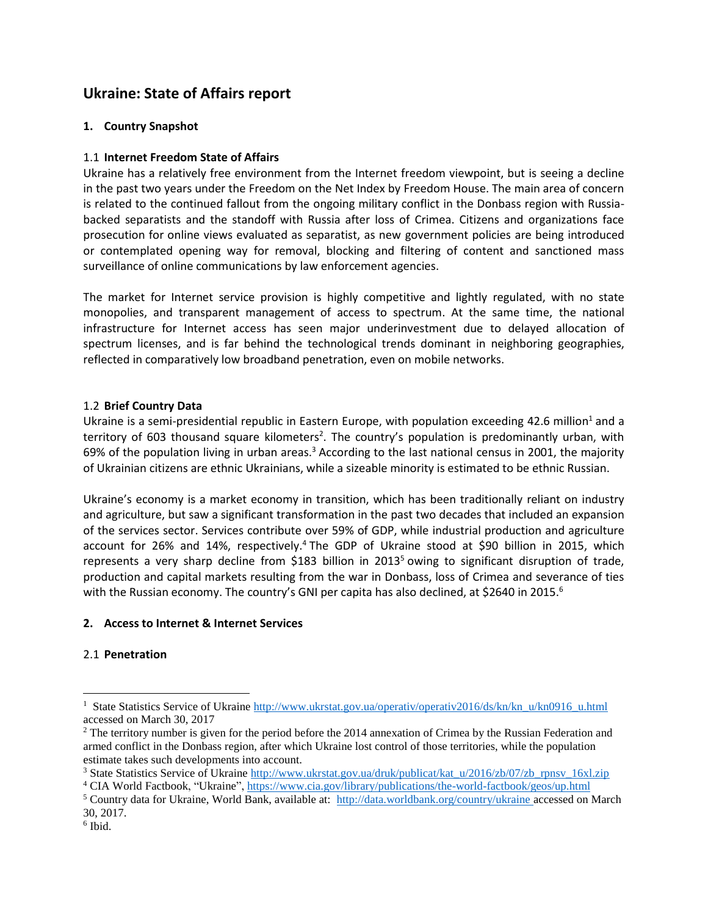# Ukraine: State of Affairs report

## 1. Country Snapshot

### 1.1 Internet Freedom State of Affairs

Ukraine has a relatively free environment from the Internet freedom viewpoint, but is seeing a decline in the past two years under the Freedom on the Net Index by Freedom House. The main area of concern is related to the continued fallout from the ongoing military conflict in the Donbass region with Russia-backed separatists and the standoff with Russia after loss of Crimea. Citizens and organizations face prosecution for online views evaluated as separatist, as new government policies are being introduced or contemplated opening way for removal, blocking and filtering of content and sanctioned mass surveillance of online communications by law enforcement agencies.

The market for Internet service provision is highly competitive and lightly regulated, with no state monopolies, and transparent management of access to spectrum. At the same time, the national infrastructure for Internet access has seen major underinvestment due to delayed allocation of spectrum licenses, and is far behind the technological trends dominant in neighboring geographies, reflected in comparatively low broadband penetration, even on mobile networks.

### 1.2 Brief Country Data

Ukraine is a semi-presidential republic in Eastern Europe, with population exceeding 42.6 million[1] and a territory of 603 thousand square kilometers[2]. The country's population is predominantly urban, with 69% of the population living in urban areas.[3] According to the last national census in 2001, the majority of Ukrainian citizens are ethnic Ukrainians, while a sizeable minority is estimated to be ethnic Russian.

Ukraine's economy is a market economy in transition, which has been traditionally reliant on industry and agriculture, but saw a significant transformation in the past two decades that included an expansion of the services sector. Services contribute over 59% of GDP, while industrial production and agriculture account for 26% and 14%, respectively.[4] The GDP of Ukraine stood at $90 billion in 2015, which represents a very sharp decline from $183 billion in 2013[5] owing to significant disruption of trade, production and capital markets resulting from the war in Donbass, loss of Crimea and severance of ties with the Russian economy. The country's GNI per capita has also declined, at $2640 in 2015.[6]

## 2. Access to Internet & Internet Services

### 2.1 Penetration

---

[1] State Statistics Service of Ukraine http://www.ukrstat.gov.ua/operativ/operativ2016/ds/kn/kn_u/kn0916_u.html accessed on March 30, 2017

[2] The territory number is given for the period before the 2014 annexation of Crimea by the Russian Federation and armed conflict in the Donbass region, after which Ukraine lost control of those territories, while the population estimate takes such developments into account.

[3] State Statistics Service of Ukraine http://www.ukrstat.gov.ua/druk/publicat/kat_u/2016/zb/07/zb_rpnsv_16xl.zip

[4] CIA World Factbook, "Ukraine", https://www.cia.gov/library/publications/the-world-factbook/geos/up.html

[5] Country data for Ukraine, World Bank, available at: http://data.worldbank.org/country/ukraine accessed on March 30, 2017.

[6] Ibid.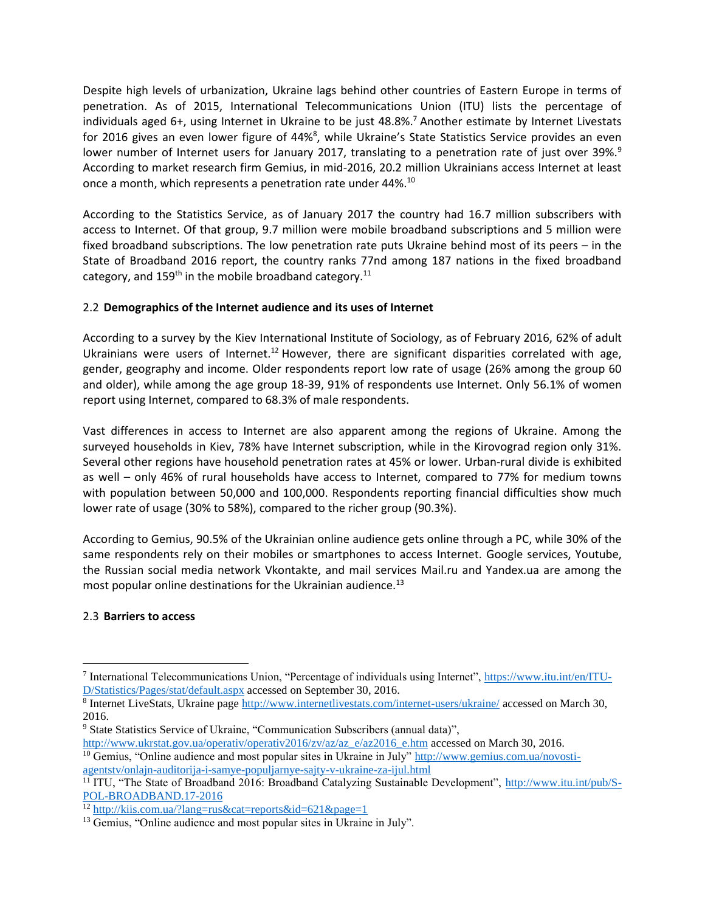Despite high levels of urbanization, Ukraine lags behind other countries of Eastern Europe in terms of penetration. As of 2015, International Telecommunications Union (ITU) lists the percentage of individuals aged 6+, using Internet in Ukraine to be just 48.8%.[7] Another estimate by Internet Livestats for 2016 gives an even lower figure of 44%[8], while Ukraine's State Statistics Service provides an even lower number of Internet users for January 2017, translating to a penetration rate of just over 39%.[9] According to market research firm Gemius, in mid-2016, 20.2 million Ukrainians access Internet at least once a month, which represents a penetration rate under 44%.[10]

According to the Statistics Service, as of January 2017 the country had 16.7 million subscribers with access to Internet. Of that group, 9.7 million were mobile broadband subscriptions and 5 million were fixed broadband subscriptions. The low penetration rate puts Ukraine behind most of its peers – in the State of Broadband 2016 report, the country ranks 77nd among 187 nations in the fixed broadband category, and 159th in the mobile broadband category.[11]

### 2.2 Demographics of the Internet audience and its uses of Internet

According to a survey by the Kiev International Institute of Sociology, as of February 2016, 62% of adult Ukrainians were users of Internet.[12] However, there are significant disparities correlated with age, gender, geography and income. Older respondents report low rate of usage (26% among the group 60 and older), while among the age group 18-39, 91% of respondents use Internet. Only 56.1% of women report using Internet, compared to 68.3% of male respondents.

Vast differences in access to Internet are also apparent among the regions of Ukraine. Among the surveyed households in Kiev, 78% have Internet subscription, while in the Kirovograd region only 31%. Several other regions have household penetration rates at 45% or lower. Urban-rural divide is exhibited as well – only 46% of rural households have access to Internet, compared to 77% for medium towns with population between 50,000 and 100,000. Respondents reporting financial difficulties show much lower rate of usage (30% to 58%), compared to the richer group (90.3%).

According to Gemius, 90.5% of the Ukrainian online audience gets online through a PC, while 30% of the same respondents rely on their mobiles or smartphones to access Internet. Google services, Youtube, the Russian social media network Vkontakte, and mail services Mail.ru and Yandex.ua are among the most popular online destinations for the Ukrainian audience.[13]

### 2.3 Barriers to access

---

[7] International Telecommunications Union, "Percentage of individuals using Internet", https://www.itu.int/en/ITU-D/Statistics/Pages/stat/default.aspx accessed on September 30, 2016.

[8] Internet LiveStats, Ukraine page http://www.internetlivestats.com/internet-users/ukraine/ accessed on March 30, 2016.

[9] State Statistics Service of Ukraine, "Communication Subscribers (annual data)", http://www.ukrstat.gov.ua/operativ/operativ2016/zv/az/az_e/az2016_e.htm accessed on March 30, 2016.

[10] Gemius, "Online audience and most popular sites in Ukraine in July" http://www.gemius.com.ua/novostiagentstv/onlajn-auditorija-i-samye-populjarnye-sajty-v-ukraine-za-ijul.html

[11] ITU, "The State of Broadband 2016: Broadband Catalyzing Sustainable Development", http://www.itu.int/pub/S-POL-BROADBAND.17-2016

[12] http://kiis.com.ua/?lang=rus&cat=reports&id=621&page=1

[13] Gemius, "Online audience and most popular sites in Ukraine in July".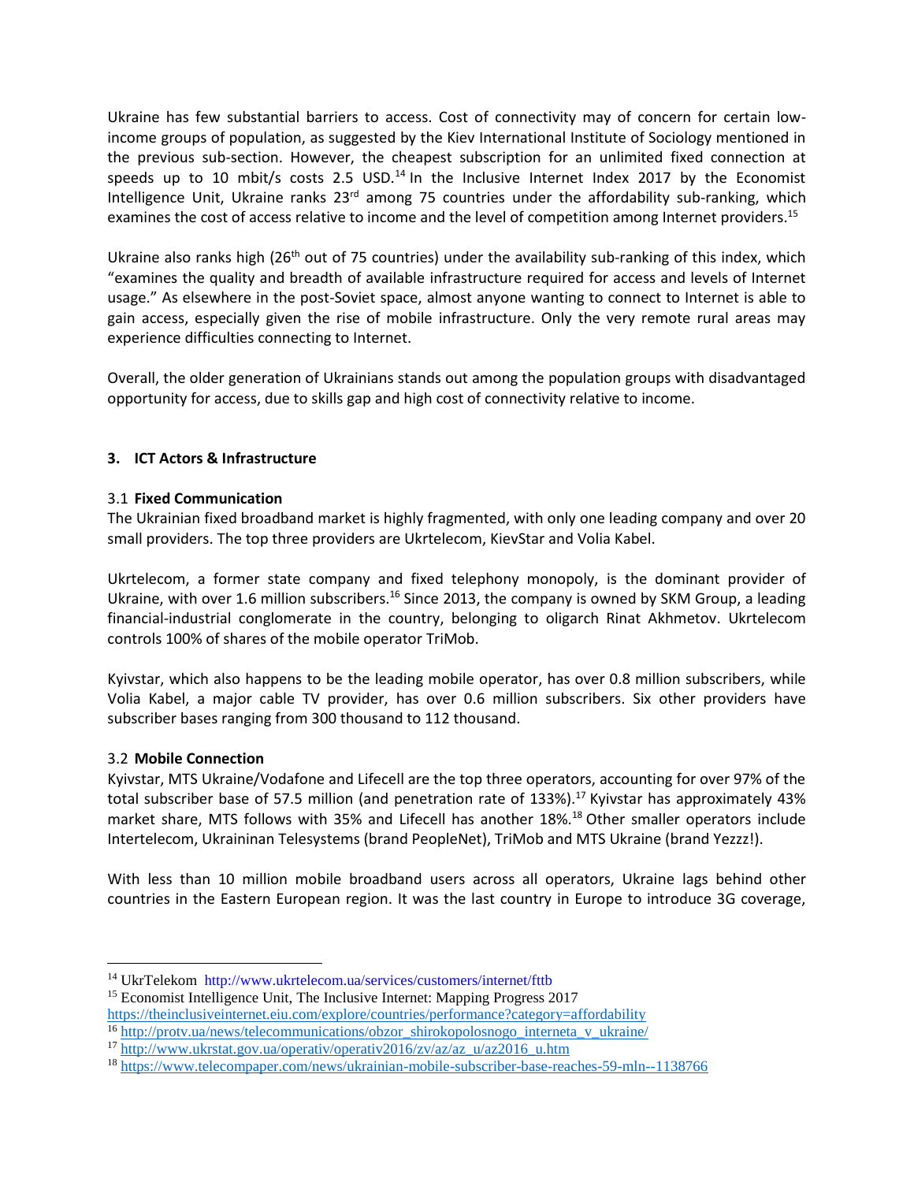Ukraine has few substantial barriers to access. Cost of connectivity may of concern for certain low-income groups of population, as suggested by the Kiev International Institute of Sociology mentioned in the previous sub-section. However, the cheapest subscription for an unlimited fixed connection at speeds up to 10 mbit/s costs 2.5 USD.[14] In the Inclusive Internet Index 2017 by the Economist Intelligence Unit, Ukraine ranks 23rd among 75 countries under the affordability sub-ranking, which examines the cost of access relative to income and the level of competition among Internet providers.[15]

Ukraine also ranks high (26th out of 75 countries) under the availability sub-ranking of this index, which "examines the quality and breadth of available infrastructure required for access and levels of Internet usage." As elsewhere in the post-Soviet space, almost anyone wanting to connect to Internet is able to gain access, especially given the rise of mobile infrastructure. Only the very remote rural areas may experience difficulties connecting to Internet.

Overall, the older generation of Ukrainians stands out among the population groups with disadvantaged opportunity for access, due to skills gap and high cost of connectivity relative to income.

## 3. ICT Actors & Infrastructure

### 3.1 Fixed Communication

The Ukrainian fixed broadband market is highly fragmented, with only one leading company and over 20 small providers. The top three providers are Ukrtelecom, KievStar and Volia Kabel.

Ukrtelecom, a former state company and fixed telephony monopoly, is the dominant provider of Ukraine, with over 1.6 million subscribers.[16] Since 2013, the company is owned by SKM Group, a leading financial-industrial conglomerate in the country, belonging to oligarch Rinat Akhmetov. Ukrtelecom controls 100% of shares of the mobile operator TriMob.

Kyivstar, which also happens to be the leading mobile operator, has over 0.8 million subscribers, while Volia Kabel, a major cable TV provider, has over 0.6 million subscribers. Six other providers have subscriber bases ranging from 300 thousand to 112 thousand.

### 3.2 Mobile Connection

Kyivstar, MTS Ukraine/Vodafone and Lifecell are the top three operators, accounting for over 97% of the total subscriber base of 57.5 million (and penetration rate of 133%).[17] Kyivstar has approximately 43% market share, MTS follows with 35% and Lifecell has another 18%.[18] Other smaller operators include Intertelecom, Ukraininan Telesystems (brand PeopleNet), TriMob and MTS Ukraine (brand Yezzz!).

With less than 10 million mobile broadband users across all operators, Ukraine lags behind other countries in the Eastern European region. It was the last country in Europe to introduce 3G coverage,

---

[14] UkrTelekom http://www.ukrtelecom.ua/services/customers/internet/fttb

[15] Economist Intelligence Unit, The Inclusive Internet: Mapping Progress 2017 https://theinclusiveinternet.eiu.com/explore/countries/performance?category=affordability

[16] http://protv.ua/news/telecommunications/obzor_shirokopolosnogo_interneta_v_ukraine/

[17] http://www.ukrstat.gov.ua/operativ/operativ2016/zv/az/az_u/az2016_u.htm

[18] https://www.telecompaper.com/news/ukrainian-mobile-subscriber-base-reaches-59-mln--1138766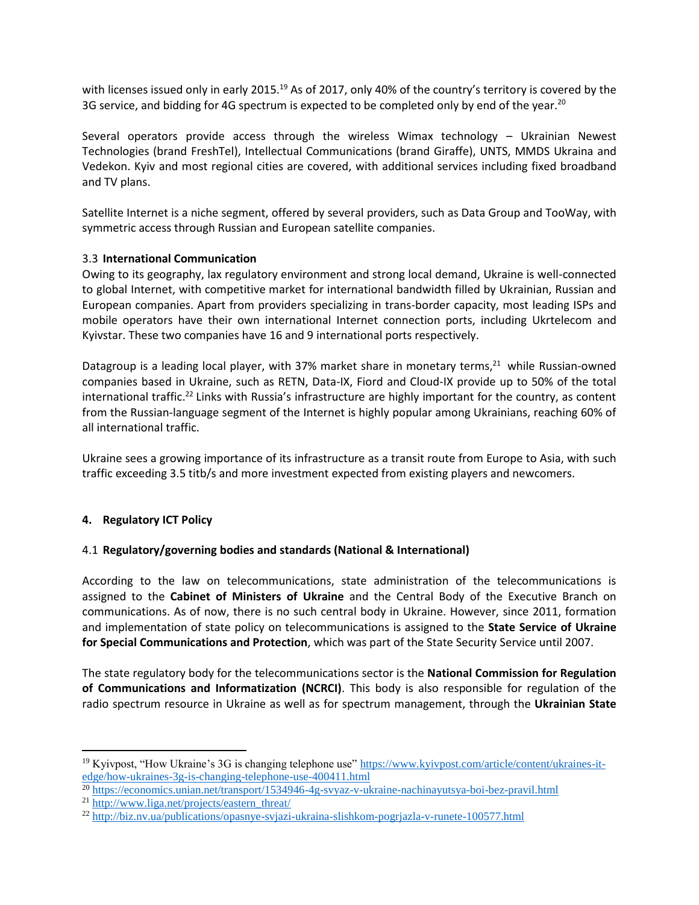with licenses issued only in early 2015.[19] As of 2017, only 40% of the country's territory is covered by the 3G service, and bidding for 4G spectrum is expected to be completed only by end of the year.[20]

Several operators provide access through the wireless Wimax technology – Ukrainian Newest Technologies (brand FreshTel), Intellectual Communications (brand Giraffe), UNTS, MMDS Ukraina and Vedekon. Kyiv and most regional cities are covered, with additional services including fixed broadband and TV plans.

Satellite Internet is a niche segment, offered by several providers, such as Data Group and TooWay, with symmetric access through Russian and European satellite companies.

### 3.3 International Communication

Owing to its geography, lax regulatory environment and strong local demand, Ukraine is well-connected to global Internet, with competitive market for international bandwidth filled by Ukrainian, Russian and European companies. Apart from providers specializing in trans-border capacity, most leading ISPs and mobile operators have their own international Internet connection ports, including Ukrtelecom and Kyivstar. These two companies have 16 and 9 international ports respectively.

Datagroup is a leading local player, with 37% market share in monetary terms,[21] while Russian-owned companies based in Ukraine, such as RETN, Data-IX, Fiord and Cloud-IX provide up to 50% of the total international traffic.[22] Links with Russia's infrastructure are highly important for the country, as content from the Russian-language segment of the Internet is highly popular among Ukrainians, reaching 60% of all international traffic.

Ukraine sees a growing importance of its infrastructure as a transit route from Europe to Asia, with such traffic exceeding 3.5 titb/s and more investment expected from existing players and newcomers.

## 4. Regulatory ICT Policy

### 4.1 Regulatory/governing bodies and standards (National & International)

According to the law on telecommunications, state administration of the telecommunications is assigned to the **Cabinet of Ministers of Ukraine** and the Central Body of the Executive Branch on communications. As of now, there is no such central body in Ukraine. However, since 2011, formation and implementation of state policy on telecommunications is assigned to the **State Service of Ukraine for Special Communications and Protection**, which was part of the State Security Service until 2007.

The state regulatory body for the telecommunications sector is the **National Commission for Regulation of Communications and Informatization (NCRCI)**. This body is also responsible for regulation of the radio spectrum resource in Ukraine as well as for spectrum management, through the **Ukrainian State**

---

[19] Kyivpost, "How Ukraine's 3G is changing telephone use" https://www.kyivpost.com/article/content/ukraines-it-edge/how-ukraines-3g-is-changing-telephone-use-400411.html

[20] https://economics.unian.net/transport/1534946-4g-svyaz-v-ukraine-nachinayutsya-boi-bez-pravil.html

[21] http://www.liga.net/projects/eastern_threat/

[22] http://biz.nv.ua/publications/opasnye-svjazi-ukraina-slishkom-pogrjazla-v-runete-100577.html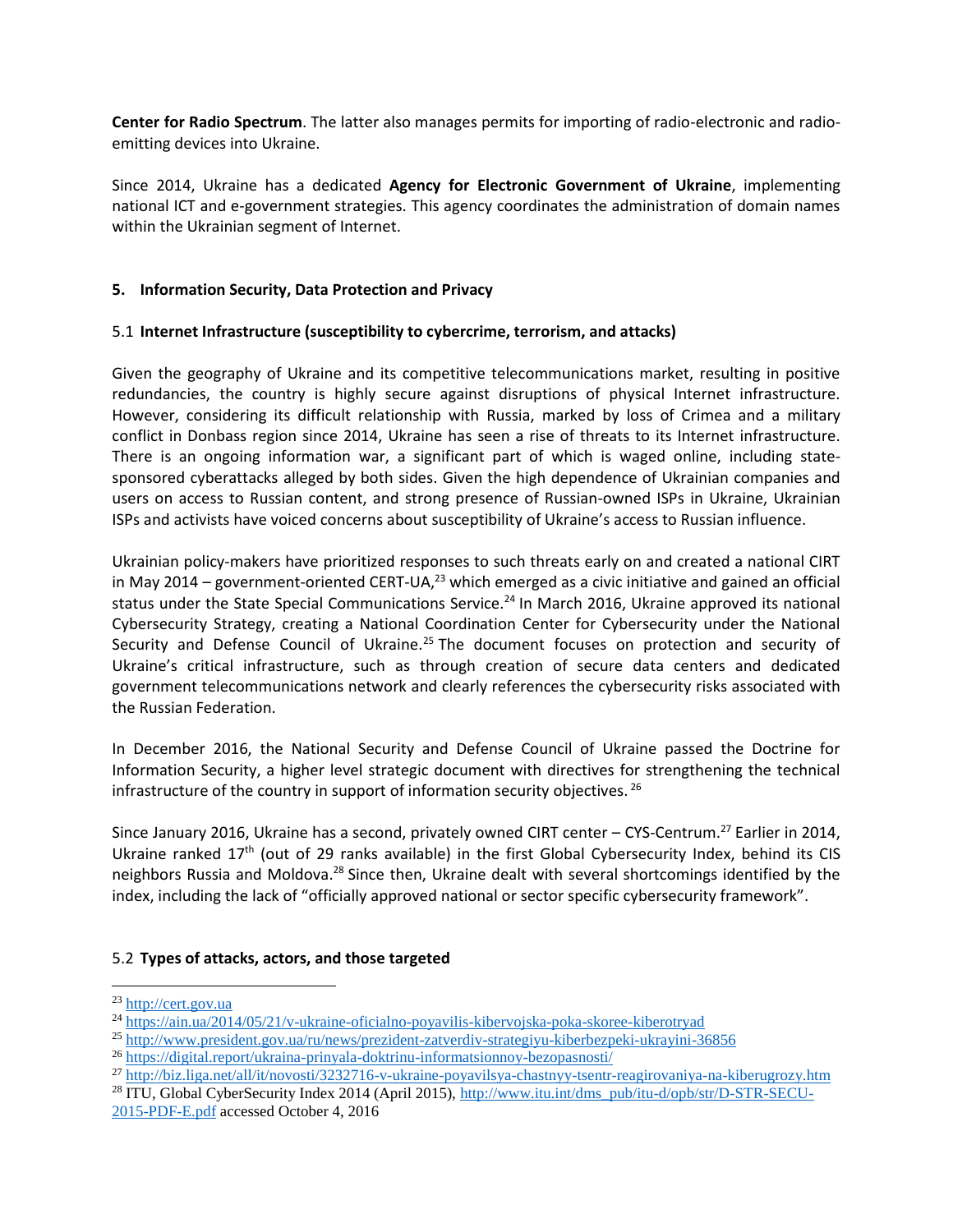**Center for Radio Spectrum**. The latter also manages permits for importing of radio-electronic and radio-emitting devices into Ukraine.

Since 2014, Ukraine has a dedicated **Agency for Electronic Government of Ukraine**, implementing national ICT and e-government strategies. This agency coordinates the administration of domain names within the Ukrainian segment of Internet.

## 5. Information Security, Data Protection and Privacy

### 5.1 Internet Infrastructure (susceptibility to cybercrime, terrorism, and attacks)

Given the geography of Ukraine and its competitive telecommunications market, resulting in positive redundancies, the country is highly secure against disruptions of physical Internet infrastructure. However, considering its difficult relationship with Russia, marked by loss of Crimea and a military conflict in Donbass region since 2014, Ukraine has seen a rise of threats to its Internet infrastructure. There is an ongoing information war, a significant part of which is waged online, including state-sponsored cyberattacks alleged by both sides. Given the high dependence of Ukrainian companies and users on access to Russian content, and strong presence of Russian-owned ISPs in Ukraine, Ukrainian ISPs and activists have voiced concerns about susceptibility of Ukraine's access to Russian influence.

Ukrainian policy-makers have prioritized responses to such threats early on and created a national CIRT in May 2014 – government-oriented CERT-UA,[23] which emerged as a civic initiative and gained an official status under the State Special Communications Service.[24] In March 2016, Ukraine approved its national Cybersecurity Strategy, creating a National Coordination Center for Cybersecurity under the National Security and Defense Council of Ukraine.[25] The document focuses on protection and security of Ukraine's critical infrastructure, such as through creation of secure data centers and dedicated government telecommunications network and clearly references the cybersecurity risks associated with the Russian Federation.

In December 2016, the National Security and Defense Council of Ukraine passed the Doctrine for Information Security, a higher level strategic document with directives for strengthening the technical infrastructure of the country in support of information security objectives.[26]

Since January 2016, Ukraine has a second, privately owned CIRT center – CYS-Centrum.[27] Earlier in 2014, Ukraine ranked 17th (out of 29 ranks available) in the first Global Cybersecurity Index, behind its CIS neighbors Russia and Moldova.[28] Since then, Ukraine dealt with several shortcomings identified by the index, including the lack of "officially approved national or sector specific cybersecurity framework".

### 5.2 Types of attacks, actors, and those targeted

---

[23] http://cert.gov.ua

[24] https://ain.ua/2014/05/21/v-ukraine-oficialno-poyavilis-kibervojska-poka-skoree-kiberotryad

[25] http://www.president.gov.ua/ru/news/prezident-zatverdiv-strategiyu-kiberbezpeki-ukrayini-36856

[26] https://digital.report/ukraina-prinyala-doktrinu-informatsionnoy-bezopasnosti/

[27] http://biz.liga.net/all/it/novosti/3232716-v-ukraine-poyavilsya-chastnyy-tsentr-reagirovaniya-na-kiberugrozy.htm

[28] ITU, Global CyberSecurity Index 2014 (April 2015), http://www.itu.int/dms_pub/itu-d/opb/str/D-STR-SECU-2015-PDF-E.pdf accessed October 4, 2016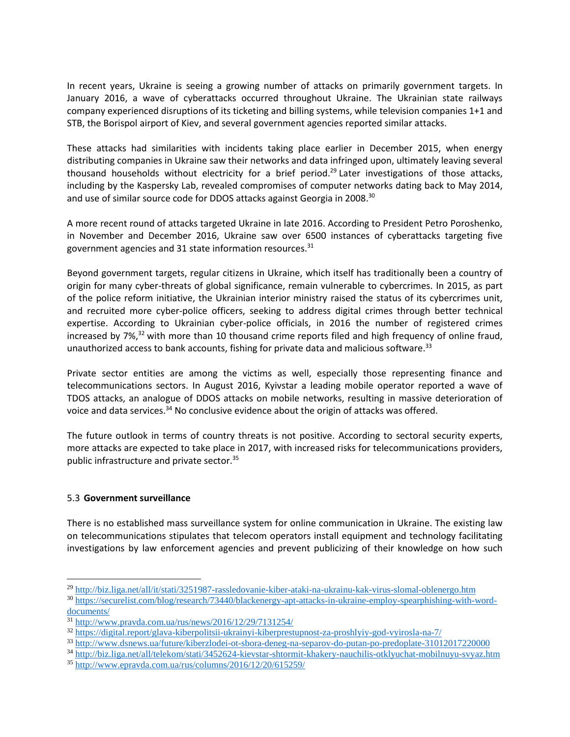In recent years, Ukraine is seeing a growing number of attacks on primarily government targets. In January 2016, a wave of cyberattacks occurred throughout Ukraine. The Ukrainian state railways company experienced disruptions of its ticketing and billing systems, while television companies 1+1 and STB, the Borispol airport of Kiev, and several government agencies reported similar attacks.

These attacks had similarities with incidents taking place earlier in December 2015, when energy distributing companies in Ukraine saw their networks and data infringed upon, ultimately leaving several thousand households without electricity for a brief period.[29] Later investigations of those attacks, including by the Kaspersky Lab, revealed compromises of computer networks dating back to May 2014, and use of similar source code for DDOS attacks against Georgia in 2008.[30]

A more recent round of attacks targeted Ukraine in late 2016. According to President Petro Poroshenko, in November and December 2016, Ukraine saw over 6500 instances of cyberattacks targeting five government agencies and 31 state information resources.[31]

Beyond government targets, regular citizens in Ukraine, which itself has traditionally been a country of origin for many cyber-threats of global significance, remain vulnerable to cybercrimes. In 2015, as part of the police reform initiative, the Ukrainian interior ministry raised the status of its cybercrimes unit, and recruited more cyber-police officers, seeking to address digital crimes through better technical expertise. According to Ukrainian cyber-police officials, in 2016 the number of registered crimes increased by 7%,[32] with more than 10 thousand crime reports filed and high frequency of online fraud, unauthorized access to bank accounts, fishing for private data and malicious software.[33]

Private sector entities are among the victims as well, especially those representing finance and telecommunications sectors. In August 2016, Kyivstar a leading mobile operator reported a wave of TDOS attacks, an analogue of DDOS attacks on mobile networks, resulting in massive deterioration of voice and data services.[34] No conclusive evidence about the origin of attacks was offered.

The future outlook in terms of country threats is not positive. According to sectoral security experts, more attacks are expected to take place in 2017, with increased risks for telecommunications providers, public infrastructure and private sector.[35]

### 5.3 Government surveillance

There is no established mass surveillance system for online communication in Ukraine. The existing law on telecommunications stipulates that telecom operators install equipment and technology facilitating investigations by law enforcement agencies and prevent publicizing of their knowledge on how such

---

[29] http://biz.liga.net/all/it/stati/3251987-rassledovanie-kiber-ataki-na-ukrainu-kak-virus-slomal-oblenergo.htm

[30] https://securelist.com/blog/research/73440/blackenergy-apt-attacks-in-ukraine-employ-spearphishing-with-word-documents/

[31] http://www.pravda.com.ua/rus/news/2016/12/29/7131254/

[32] https://digital.report/glava-kiberpolitsii-ukrainyi-kiberprestupnost-za-proshlyiy-god-vyirosla-na-7/

[33] http://www.dsnews.ua/future/kiberzlodei-ot-sbora-deneg-na-separov-do-putan-po-predoplate-31012017220000

[34] http://biz.liga.net/all/telekom/stati/3452624-kievstar-shtormit-khakery-nauchilis-otklyuchat-mobilnuyu-svyaz.htm

[35] http://www.epravda.com.ua/rus/columns/2016/12/20/615259/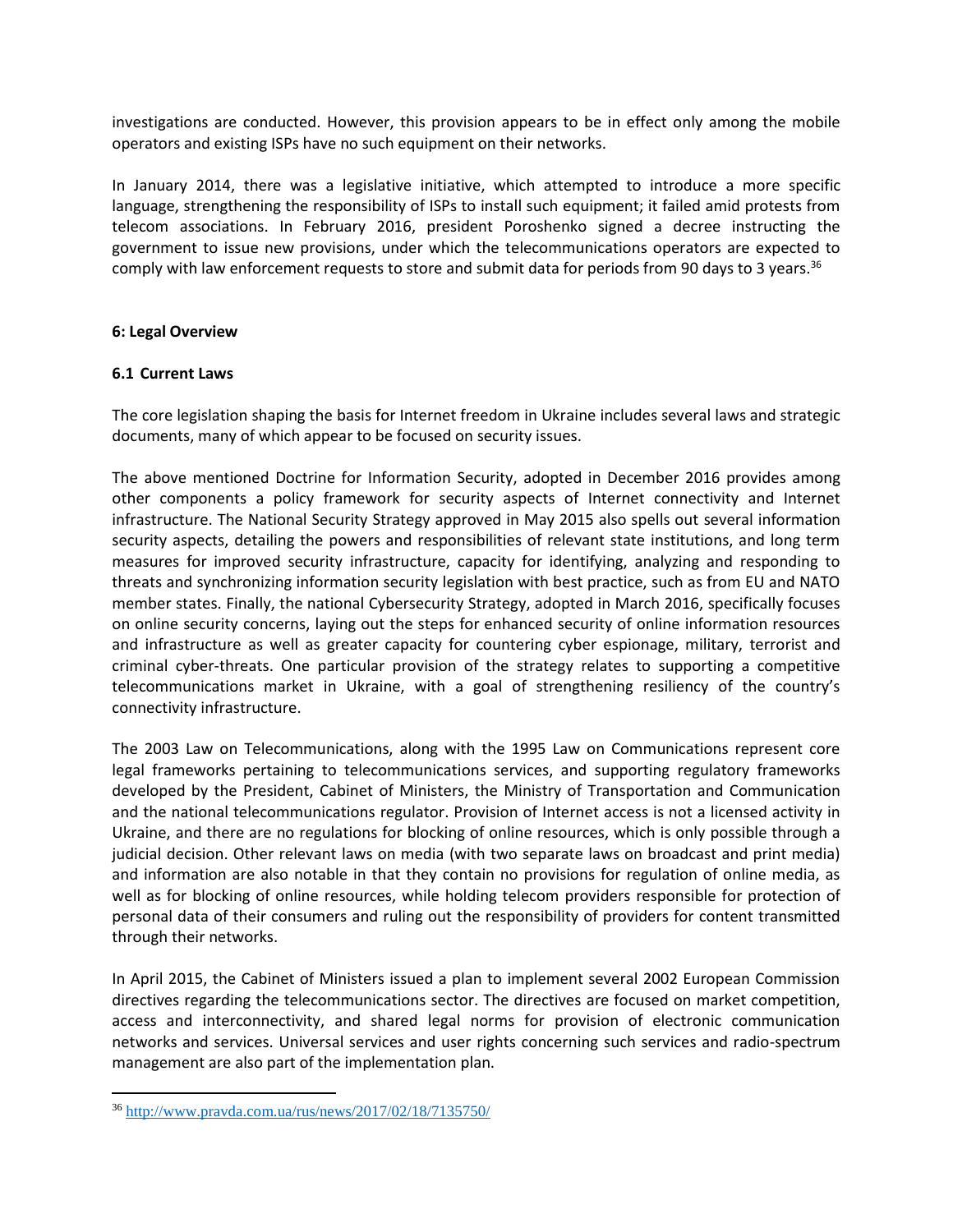investigations are conducted. However, this provision appears to be in effect only among the mobile operators and existing ISPs have no such equipment on their networks.

In January 2014, there was a legislative initiative, which attempted to introduce a more specific language, strengthening the responsibility of ISPs to install such equipment; it failed amid protests from telecom associations. In February 2016, president Poroshenko signed a decree instructing the government to issue new provisions, under which the telecommunications operators are expected to comply with law enforcement requests to store and submit data for periods from 90 days to 3 years.[36]

## 6: Legal Overview

### 6.1 Current Laws

The core legislation shaping the basis for Internet freedom in Ukraine includes several laws and strategic documents, many of which appear to be focused on security issues.

The above mentioned Doctrine for Information Security, adopted in December 2016 provides among other components a policy framework for security aspects of Internet connectivity and Internet infrastructure. The National Security Strategy approved in May 2015 also spells out several information security aspects, detailing the powers and responsibilities of relevant state institutions, and long term measures for improved security infrastructure, capacity for identifying, analyzing and responding to threats and synchronizing information security legislation with best practice, such as from EU and NATO member states. Finally, the national Cybersecurity Strategy, adopted in March 2016, specifically focuses on online security concerns, laying out the steps for enhanced security of online information resources and infrastructure as well as greater capacity for countering cyber espionage, military, terrorist and criminal cyber-threats. One particular provision of the strategy relates to supporting a competitive telecommunications market in Ukraine, with a goal of strengthening resiliency of the country's connectivity infrastructure.

The 2003 Law on Telecommunications, along with the 1995 Law on Communications represent core legal frameworks pertaining to telecommunications services, and supporting regulatory frameworks developed by the President, Cabinet of Ministers, the Ministry of Transportation and Communication and the national telecommunications regulator. Provision of Internet access is not a licensed activity in Ukraine, and there are no regulations for blocking of online resources, which is only possible through a judicial decision. Other relevant laws on media (with two separate laws on broadcast and print media) and information are also notable in that they contain no provisions for regulation of online media, as well as for blocking of online resources, while holding telecom providers responsible for protection of personal data of their consumers and ruling out the responsibility of providers for content transmitted through their networks.

In April 2015, the Cabinet of Ministers issued a plan to implement several 2002 European Commission directives regarding the telecommunications sector. The directives are focused on market competition, access and interconnectivity, and shared legal norms for provision of electronic communication networks and services. Universal services and user rights concerning such services and radio-spectrum management are also part of the implementation plan.

---

[36] http://www.pravda.com.ua/rus/news/2017/02/18/7135750/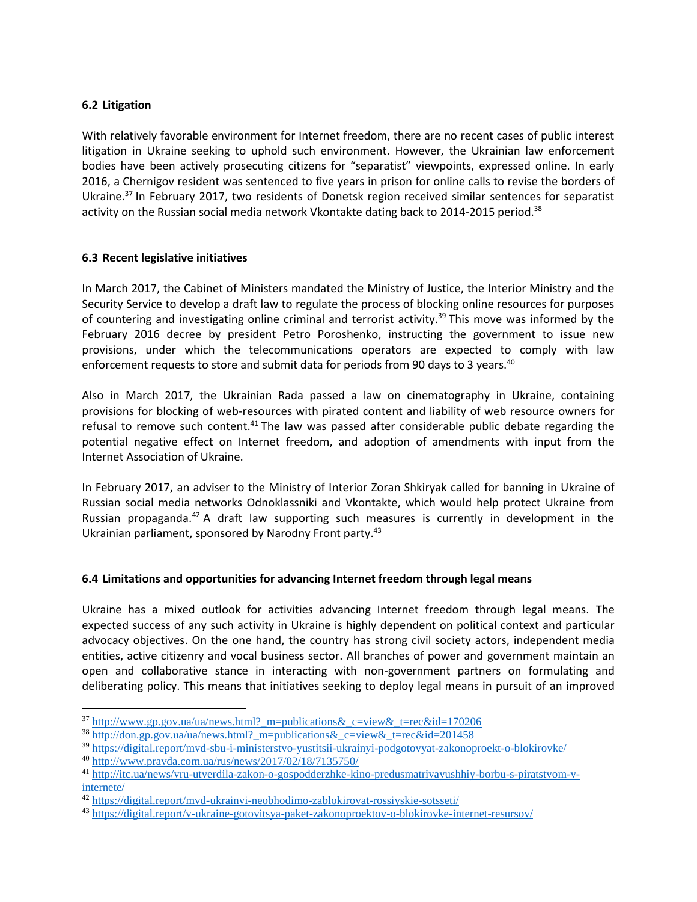### 6.2 Litigation

With relatively favorable environment for Internet freedom, there are no recent cases of public interest litigation in Ukraine seeking to uphold such environment. However, the Ukrainian law enforcement bodies have been actively prosecuting citizens for "separatist" viewpoints, expressed online. In early 2016, a Chernigov resident was sentenced to five years in prison for online calls to revise the borders of Ukraine.[37] In February 2017, two residents of Donetsk region received similar sentences for separatist activity on the Russian social media network Vkontakte dating back to 2014-2015 period.[38]

### 6.3 Recent legislative initiatives

In March 2017, the Cabinet of Ministers mandated the Ministry of Justice, the Interior Ministry and the Security Service to develop a draft law to regulate the process of blocking online resources for purposes of countering and investigating online criminal and terrorist activity.[39] This move was informed by the February 2016 decree by president Petro Poroshenko, instructing the government to issue new provisions, under which the telecommunications operators are expected to comply with law enforcement requests to store and submit data for periods from 90 days to 3 years.[40]

Also in March 2017, the Ukrainian Rada passed a law on cinematography in Ukraine, containing provisions for blocking of web-resources with pirated content and liability of web resource owners for refusal to remove such content.[41] The law was passed after considerable public debate regarding the potential negative effect on Internet freedom, and adoption of amendments with input from the Internet Association of Ukraine.

In February 2017, an adviser to the Ministry of Interior Zoran Shkiryak called for banning in Ukraine of Russian social media networks Odnoklassniki and Vkontakte, which would help protect Ukraine from Russian propaganda.[42] A draft law supporting such measures is currently in development in the Ukrainian parliament, sponsored by Narodny Front party.[43]

### 6.4 Limitations and opportunities for advancing Internet freedom through legal means

Ukraine has a mixed outlook for activities advancing Internet freedom through legal means. The expected success of any such activity in Ukraine is highly dependent on political context and particular advocacy objectives. On the one hand, the country has strong civil society actors, independent media entities, active citizenry and vocal business sector. All branches of power and government maintain an open and collaborative stance in interacting with non-government partners on formulating and deliberating policy. This means that initiatives seeking to deploy legal means in pursuit of an improved

---

[37] http://www.gp.gov.ua/ua/news.html?_m=publications&_c=view&_t=rec&id=170206

[38] http://don.gp.gov.ua/ua/news.html?_m=publications&_c=view&_t=rec&id=201458

[39] https://digital.report/mvd-sbu-i-ministerstvo-yustitsii-ukrainyi-podgotovyat-zakonoproekt-o-blokirovke/

[40] http://www.pravda.com.ua/rus/news/2017/02/18/7135750/

[41] http://itc.ua/news/vru-utverdila-zakon-o-gospodderzhke-kino-predusmatrivayushhiy-borbu-s-piratstvom-v-internete/

[42] https://digital.report/mvd-ukrainyi-neobhodimo-zablokirovat-rossiyskie-sotsseti/

[43] https://digital.report/v-ukraine-gotovitsya-paket-zakonoproektov-o-blokirovke-internet-resursov/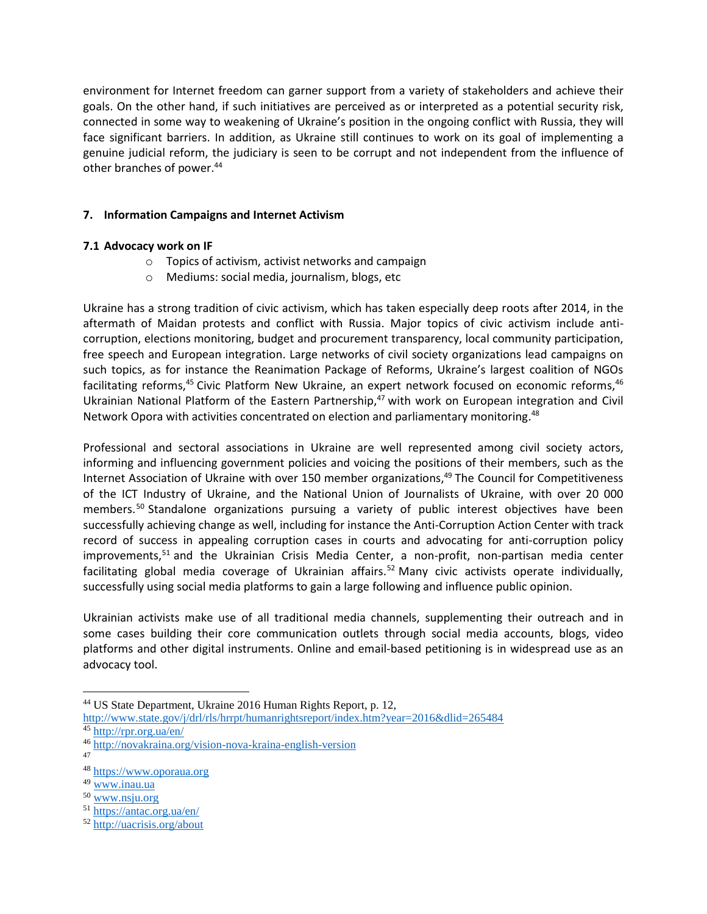environment for Internet freedom can garner support from a variety of stakeholders and achieve their goals. On the other hand, if such initiatives are perceived as or interpreted as a potential security risk, connected in some way to weakening of Ukraine's position in the ongoing conflict with Russia, they will face significant barriers. In addition, as Ukraine still continues to work on its goal of implementing a genuine judicial reform, the judiciary is seen to be corrupt and not independent from the influence of other branches of power.[44]

## 7. Information Campaigns and Internet Activism

### 7.1 Advocacy work on IF

- Topics of activism, activist networks and campaign
- Mediums: social media, journalism, blogs, etc

Ukraine has a strong tradition of civic activism, which has taken especially deep roots after 2014, in the aftermath of Maidan protests and conflict with Russia. Major topics of civic activism include anti-corruption, elections monitoring, budget and procurement transparency, local community participation, free speech and European integration. Large networks of civil society organizations lead campaigns on such topics, as for instance the Reanimation Package of Reforms, Ukraine's largest coalition of NGOs facilitating reforms,[45] Civic Platform New Ukraine, an expert network focused on economic reforms,[46] Ukrainian National Platform of the Eastern Partnership,[47] with work on European integration and Civil Network Opora with activities concentrated on election and parliamentary monitoring.[48]

Professional and sectoral associations in Ukraine are well represented among civil society actors, informing and influencing government policies and voicing the positions of their members, such as the Internet Association of Ukraine with over 150 member organizations,[49] The Council for Competitiveness of the ICT Industry of Ukraine, and the National Union of Journalists of Ukraine, with over 20 000 members.[50] Standalone organizations pursuing a variety of public interest objectives have been successfully achieving change as well, including for instance the Anti-Corruption Action Center with track record of success in appealing corruption cases in courts and advocating for anti-corruption policy improvements,[51] and the Ukrainian Crisis Media Center, a non-profit, non-partisan media center facilitating global media coverage of Ukrainian affairs.[52] Many civic activists operate individually, successfully using social media platforms to gain a large following and influence public opinion.

Ukrainian activists make use of all traditional media channels, supplementing their outreach and in some cases building their core communication outlets through social media accounts, blogs, video platforms and other digital instruments. Online and email-based petitioning is in widespread use as an advocacy tool.

---

[44] US State Department, Ukraine 2016 Human Rights Report, p. 12, http://www.state.gov/j/drl/rls/hrrpt/humanrightsreport/index.htm?year=2016&dlid=265484

[45] http://rpr.org.ua/en/

[46] http://novakraina.org/vision-nova-kraina-english-version

[47]

[48] https://www.oporaua.org

[49] www.inau.ua

[50] www.nsju.org

[51] https://antac.org.ua/en/

[52] http://uacrisis.org/about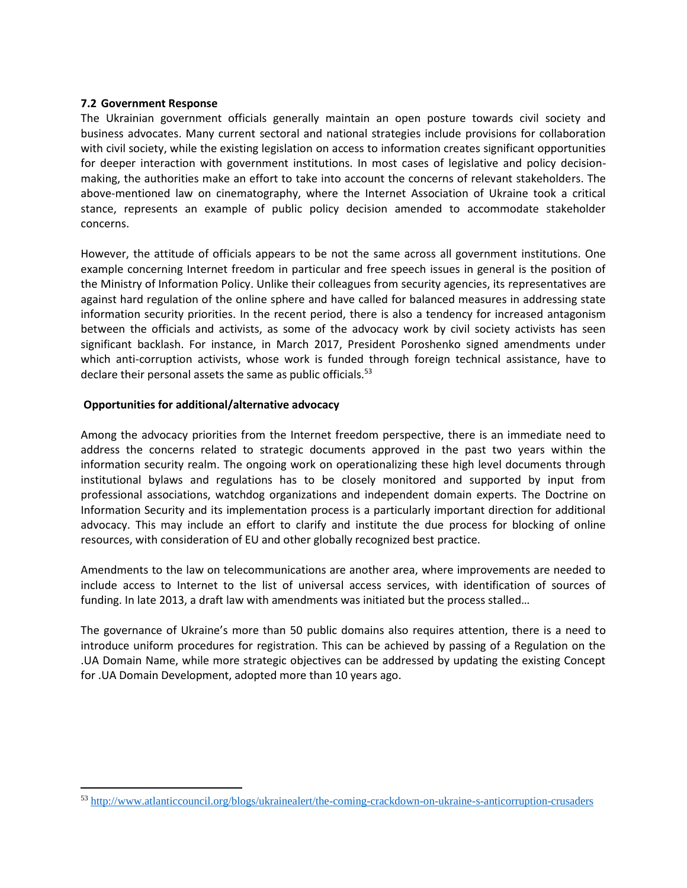### 7.2 Government Response

The Ukrainian government officials generally maintain an open posture towards civil society and business advocates. Many current sectoral and national strategies include provisions for collaboration with civil society, while the existing legislation on access to information creates significant opportunities for deeper interaction with government institutions. In most cases of legislative and policy decision-making, the authorities make an effort to take into account the concerns of relevant stakeholders. The above-mentioned law on cinematography, where the Internet Association of Ukraine took a critical stance, represents an example of public policy decision amended to accommodate stakeholder concerns.

However, the attitude of officials appears to be not the same across all government institutions. One example concerning Internet freedom in particular and free speech issues in general is the position of the Ministry of Information Policy. Unlike their colleagues from security agencies, its representatives are against hard regulation of the online sphere and have called for balanced measures in addressing state information security priorities. In the recent period, there is also a tendency for increased antagonism between the officials and activists, as some of the advocacy work by civil society activists has seen significant backlash. For instance, in March 2017, President Poroshenko signed amendments under which anti-corruption activists, whose work is funded through foreign technical assistance, have to declare their personal assets the same as public officials.[53]

**Opportunities for additional/alternative advocacy**

Among the advocacy priorities from the Internet freedom perspective, there is an immediate need to address the concerns related to strategic documents approved in the past two years within the information security realm. The ongoing work on operationalizing these high level documents through institutional bylaws and regulations has to be closely monitored and supported by input from professional associations, watchdog organizations and independent domain experts. The Doctrine on Information Security and its implementation process is a particularly important direction for additional advocacy. This may include an effort to clarify and institute the due process for blocking of online resources, with consideration of EU and other globally recognized best practice.

Amendments to the law on telecommunications are another area, where improvements are needed to include access to Internet to the list of universal access services, with identification of sources of funding. In late 2013, a draft law with amendments was initiated but the process stalled…

The governance of Ukraine's more than 50 public domains also requires attention, there is a need to introduce uniform procedures for registration. This can be achieved by passing of a Regulation on the .UA Domain Name, while more strategic objectives can be addressed by updating the existing Concept for .UA Domain Development, adopted more than 10 years ago.

---

[53] http://www.atlanticcouncil.org/blogs/ukrainealert/the-coming-crackdown-on-ukraine-s-anticorruption-crusaders